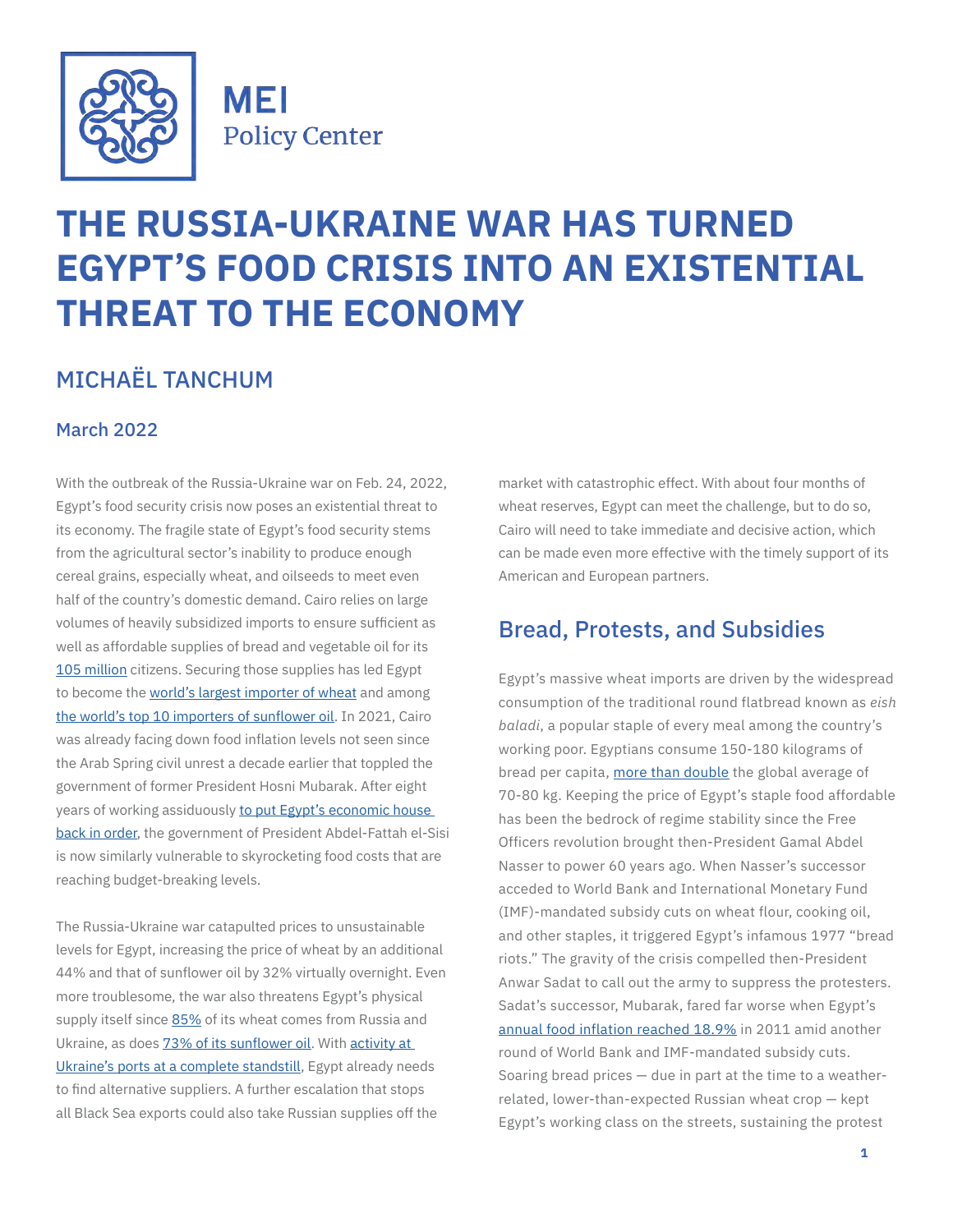MEI Policy Center

# THE RUSSIA-UKRAINE WAR HAS TURNED EGYPT'S FOOD CRISIS INTO AN EXISTENTIAL THREAT TO THE ECONOMY

## MICHAËL TANCHUM

### March 2022

With the outbreak of the Russia-Ukraine war on Feb. 24, 2022, Egypt's food security crisis now poses an existential threat to its economy. The fragile state of Egypt's food security stems from the agricultural sector's inability to produce enough cereal grains, especially wheat, and oilseeds to meet even half of the country's domestic demand. Cairo relies on large volumes of heavily subsidized imports to ensure sufficient as well as affordable supplies of bread and vegetable oil for its 105 million citizens. Securing those supplies has led Egypt to become the world's largest importer of wheat and among the world's top 10 importers of sunflower oil. In 2021, Cairo was already facing down food inflation levels not seen since the Arab Spring civil unrest a decade earlier that toppled the government of former President Hosni Mubarak. After eight years of working assiduously to put Egypt's economic house back in order, the government of President Abdel-Fattah el-Sisi is now similarly vulnerable to skyrocketing food costs that are reaching budget-breaking levels.

The Russia-Ukraine war catapulted prices to unsustainable levels for Egypt, increasing the price of wheat by an additional 44% and that of sunflower oil by 32% virtually overnight. Even more troublesome, the war also threatens Egypt's physical supply itself since 85% of its wheat comes from Russia and Ukraine, as does 73% of its sunflower oil. With activity at Ukraine's ports at a complete standstill, Egypt already needs to find alternative suppliers. A further escalation that stops all Black Sea exports could also take Russian supplies off the market with catastrophic effect. With about four months of wheat reserves, Egypt can meet the challenge, but to do so, Cairo will need to take immediate and decisive action, which can be made even more effective with the timely support of its American and European partners.

## Bread, Protests, and Subsidies

Egypt's massive wheat imports are driven by the widespread consumption of the traditional round flatbread known as *eish baladi*, a popular staple of every meal among the country's working poor. Egyptians consume 150-180 kilograms of bread per capita, more than double the global average of 70-80 kg. Keeping the price of Egypt's staple food affordable has been the bedrock of regime stability since the Free Officers revolution brought then-President Gamal Abdel Nasser to power 60 years ago. When Nasser's successor acceded to World Bank and International Monetary Fund (IMF)-mandated subsidy cuts on wheat flour, cooking oil, and other staples, it triggered Egypt's infamous 1977 "bread riots." The gravity of the crisis compelled then-President Anwar Sadat to call out the army to suppress the protesters. Sadat's successor, Mubarak, fared far worse when Egypt's annual food inflation reached 18.9% in 2011 amid another round of World Bank and IMF-mandated subsidy cuts. Soaring bread prices — due in part at the time to a weather-related, lower-than-expected Russian wheat crop — kept Egypt's working class on the streets, sustaining the protest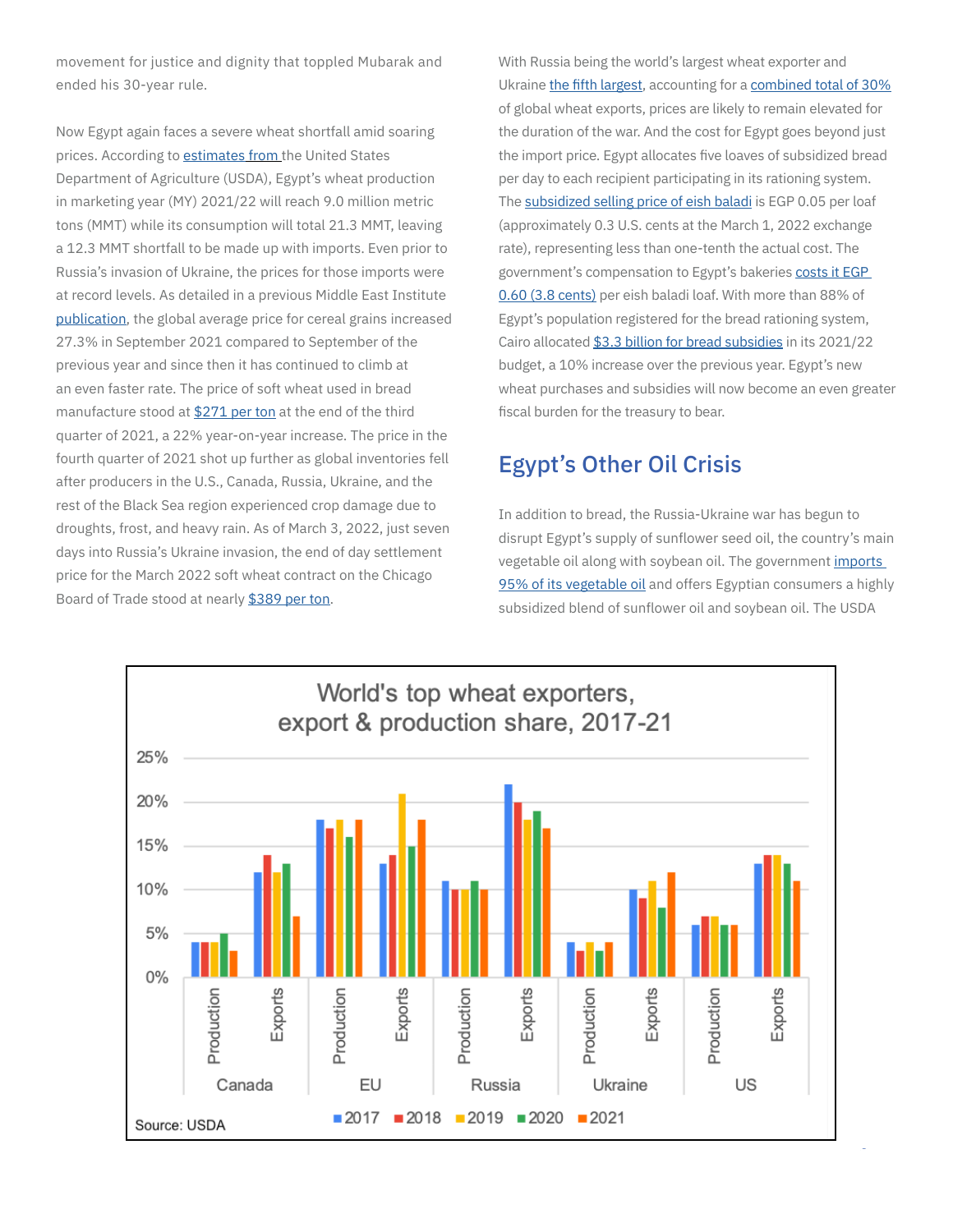movement for justice and dignity that toppled Mubarak and ended his 30-year rule.

Now Egypt again faces a severe wheat shortfall amid soaring prices. According to estimates from the United States Department of Agriculture (USDA), Egypt's wheat production in marketing year (MY) 2021/22 will reach 9.0 million metric tons (MMT) while its consumption will total 21.3 MMT, leaving a 12.3 MMT shortfall to be made up with imports. Even prior to Russia's invasion of Ukraine, the prices for those imports were at record levels. As detailed in a previous Middle East Institute publication, the global average price for cereal grains increased 27.3% in September 2021 compared to September of the previous year and since then it has continued to climb at an even faster rate. The price of soft wheat used in bread manufacture stood at $271 per ton at the end of the third quarter of 2021, a 22% year-on-year increase. The price in the fourth quarter of 2021 shot up further as global inventories fell after producers in the U.S., Canada, Russia, Ukraine, and the rest of the Black Sea region experienced crop damage due to droughts, frost, and heavy rain. As of March 3, 2022, just seven days into Russia's Ukraine invasion, the end of day settlement price for the March 2022 soft wheat contract on the Chicago Board of Trade stood at nearly $389 per ton.

With Russia being the world's largest wheat exporter and Ukraine the fifth largest, accounting for a combined total of 30% of global wheat exports, prices are likely to remain elevated for the duration of the war. And the cost for Egypt goes beyond just the import price. Egypt allocates five loaves of subsidized bread per day to each recipient participating in its rationing system. The subsidized selling price of eish baladi is EGP 0.05 per loaf (approximately 0.3 U.S. cents at the March 1, 2022 exchange rate), representing less than one-tenth the actual cost. The government's compensation to Egypt's bakeries costs it EGP 0.60 (3.8 cents) per eish baladi loaf. With more than 88% of Egypt's population registered for the bread rationing system, Cairo allocated $3.3 billion for bread subsidies in its 2021/22 budget, a 10% increase over the previous year. Egypt's new wheat purchases and subsidies will now become an even greater fiscal burden for the treasury to bear.

## Egypt's Other Oil Crisis

In addition to bread, the Russia-Ukraine war has begun to disrupt Egypt's supply of sunflower seed oil, the country's main vegetable oil along with soybean oil. The government imports 95% of its vegetable oil and offers Egyptian consumers a highly subsidized blend of sunflower oil and soybean oil. The USDA

**World's top wheat exporters, export & production share, 2017-21**

| Country | Measure | 2017 | 2018 | 2019 | 2020 | 2021 |
|---|---|---|---|---|---|---|
| Canada | Production | 4% | 4% | 4% | 5% | 3% |
| Canada | Exports | 12% | 14% | 12% | 13% | 7% |
| EU | Production | 18% | 17% | 18% | 16% | 18% |
| EU | Exports | 13% | 14% | 21% | 15% | 18% |
| Russia | Production | 11% | 10% | 10% | 11% | 10% |
| Russia | Exports | 22% | 20% | 18% | 19% | 17% |
| Ukraine | Production | 4% | 3% | 4% | 3% | 4% |
| Ukraine | Exports | 10% | 9% | 11% | 8% | 12% |
| US | Production | 6% | 7% | 7% | 6% | 6% |
| US | Exports | 13% | 14% | 14% | 13% | 11% |

Source: USDA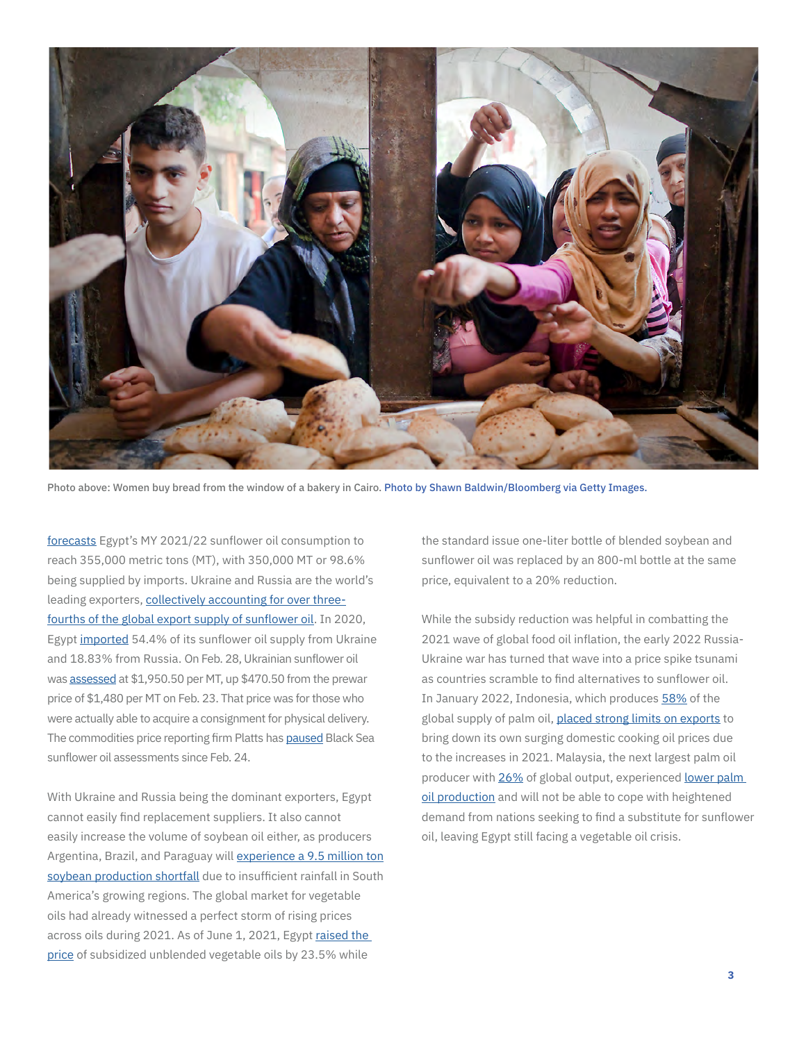Photo above: Women buy bread from the window of a bakery in Cairo. Photo by Shawn Baldwin/Bloomberg via Getty Images.

forecasts Egypt's MY 2021/22 sunflower oil consumption to reach 355,000 metric tons (MT), with 350,000 MT or 98.6% being supplied by imports. Ukraine and Russia are the world's leading exporters, collectively accounting for over three-fourths of the global export supply of sunflower oil. In 2020, Egypt imported 54.4% of its sunflower oil supply from Ukraine and 18.83% from Russia. On Feb. 28, Ukrainian sunflower oil was assessed at $1,950.50 per MT, up $470.50 from the prewar price of $1,480 per MT on Feb. 23. That price was for those who were actually able to acquire a consignment for physical delivery. The commodities price reporting firm Platts has paused Black Sea sunflower oil assessments since Feb. 24.

With Ukraine and Russia being the dominant exporters, Egypt cannot easily find replacement suppliers. It also cannot easily increase the volume of soybean oil either, as producers Argentina, Brazil, and Paraguay will experience a 9.5 million ton soybean production shortfall due to insufficient rainfall in South America's growing regions. The global market for vegetable oils had already witnessed a perfect storm of rising prices across oils during 2021. As of June 1, 2021, Egypt raised the price of subsidized unblended vegetable oils by 23.5% while the standard issue one-liter bottle of blended soybean and sunflower oil was replaced by an 800-ml bottle at the same price, equivalent to a 20% reduction.

While the subsidy reduction was helpful in combatting the 2021 wave of global food oil inflation, the early 2022 Russia-Ukraine war has turned that wave into a price spike tsunami as countries scramble to find alternatives to sunflower oil. In January 2022, Indonesia, which produces 58% of the global supply of palm oil, placed strong limits on exports to bring down its own surging domestic cooking oil prices due to the increases in 2021. Malaysia, the next largest palm oil producer with 26% of global output, experienced lower palm oil production and will not be able to cope with heightened demand from nations seeking to find a substitute for sunflower oil, leaving Egypt still facing a vegetable oil crisis.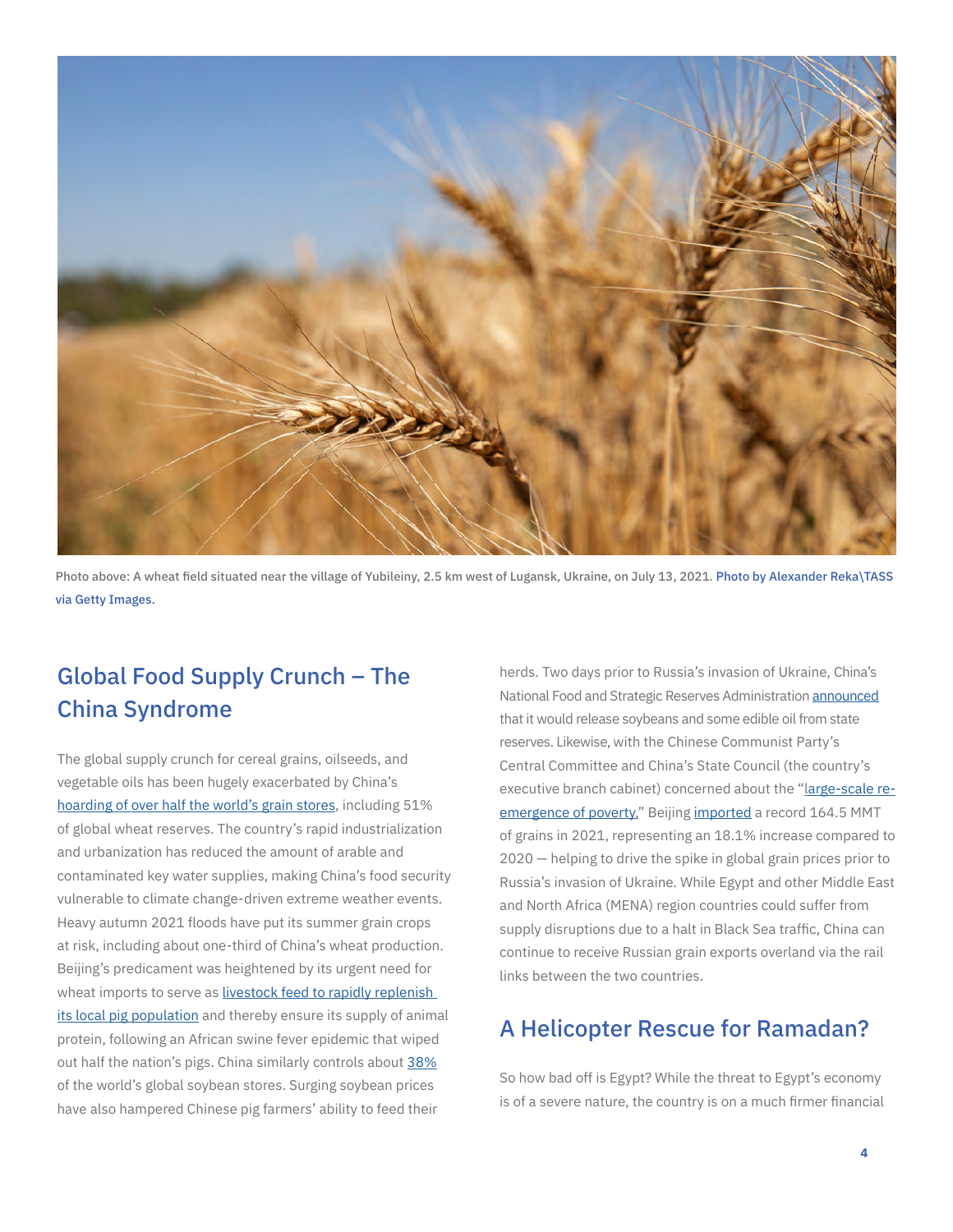Photo above: A wheat field situated near the village of Yubileiny, 2.5 km west of Lugansk, Ukraine, on July 13, 2021. Photo by Alexander Reka\TASS via Getty Images.

## Global Food Supply Crunch – The China Syndrome

The global supply crunch for cereal grains, oilseeds, and vegetable oils has been hugely exacerbated by China's hoarding of over half the world's grain stores, including 51% of global wheat reserves. The country's rapid industrialization and urbanization has reduced the amount of arable and contaminated key water supplies, making China's food security vulnerable to climate change-driven extreme weather events. Heavy autumn 2021 floods have put its summer grain crops at risk, including about one-third of China's wheat production. Beijing's predicament was heightened by its urgent need for wheat imports to serve as livestock feed to rapidly replenish its local pig population and thereby ensure its supply of animal protein, following an African swine fever epidemic that wiped out half the nation's pigs. China similarly controls about 38% of the world's global soybean stores. Surging soybean prices have also hampered Chinese pig farmers' ability to feed their herds. Two days prior to Russia's invasion of Ukraine, China's National Food and Strategic Reserves Administration announced that it would release soybeans and some edible oil from state reserves. Likewise, with the Chinese Communist Party's Central Committee and China's State Council (the country's executive branch cabinet) concerned about the "large-scale re-emergence of poverty," Beijing imported a record 164.5 MMT of grains in 2021, representing an 18.1% increase compared to 2020 — helping to drive the spike in global grain prices prior to Russia's invasion of Ukraine. While Egypt and other Middle East and North Africa (MENA) region countries could suffer from supply disruptions due to a halt in Black Sea traffic, China can continue to receive Russian grain exports overland via the rail links between the two countries.

## A Helicopter Rescue for Ramadan?

So how bad off is Egypt? While the threat to Egypt's economy is of a severe nature, the country is on a much firmer financial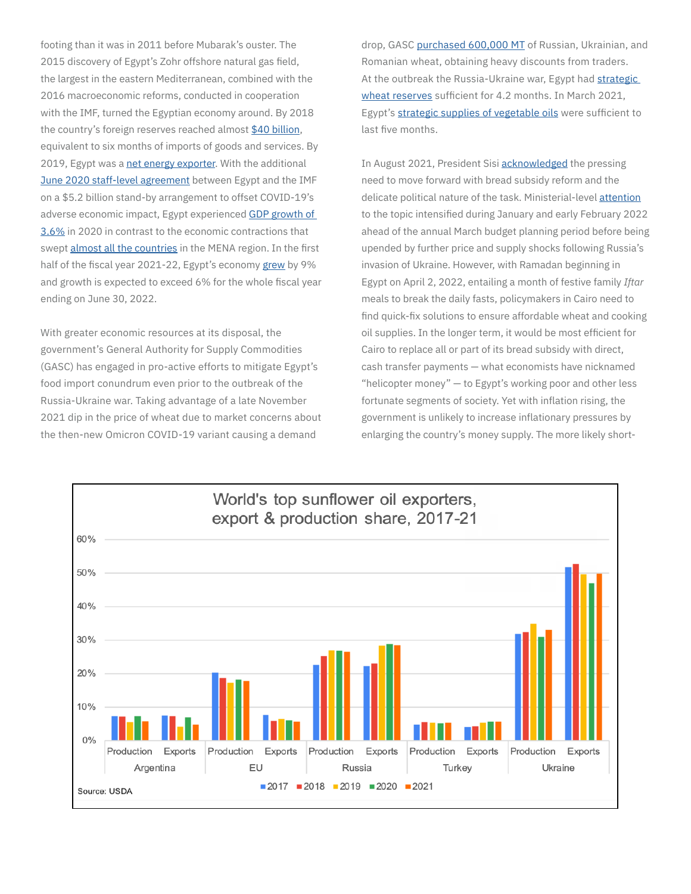footing than it was in 2011 before Mubarak's ouster. The 2015 discovery of Egypt's Zohr offshore natural gas field, the largest in the eastern Mediterranean, combined with the 2016 macroeconomic reforms, conducted in cooperation with the IMF, turned the Egyptian economy around. By 2018 the country's foreign reserves reached almost [$40 billion](), equivalent to six months of imports of goods and services. By 2019, Egypt was a [net energy exporter](). With the additional [June 2020 staff-level agreement]() between Egypt and the IMF on a $5.2 billion stand-by arrangement to offset COVID-19's adverse economic impact, Egypt experienced [GDP growth of 3.6%]() in 2020 in contrast to the economic contractions that swept [almost all the countries]() in the MENA region. In the first half of the fiscal year 2021-22, Egypt's economy [grew]() by 9% and growth is expected to exceed 6% for the whole fiscal year ending on June 30, 2022.

With greater economic resources at its disposal, the government's General Authority for Supply Commodities (GASC) has engaged in pro-active efforts to mitigate Egypt's food import conundrum even prior to the outbreak of the Russia-Ukraine war. Taking advantage of a late November 2021 dip in the price of wheat due to market concerns about the then-new Omicron COVID-19 variant causing a demand drop, GASC [purchased 600,000 MT]() of Russian, Ukrainian, and Romanian wheat, obtaining heavy discounts from traders. At the outbreak the Russia-Ukraine war, Egypt had [strategic wheat reserves]() sufficient for 4.2 months. In March 2021, Egypt's [strategic supplies of vegetable oils]() were sufficient to last five months.

In August 2021, President Sisi [acknowledged]() the pressing need to move forward with bread subsidy reform and the delicate political nature of the task. Ministerial-level [attention]() to the topic intensified during January and early February 2022 ahead of the annual March budget planning period before being upended by further price and supply shocks following Russia's invasion of Ukraine. However, with Ramadan beginning in Egypt on April 2, 2022, entailing a month of festive family *Iftar* meals to break the daily fasts, policymakers in Cairo need to find quick-fix solutions to ensure affordable wheat and cooking oil supplies. In the longer term, it would be most efficient for Cairo to replace all or part of its bread subsidy with direct, cash transfer payments — what economists have nicknamed "helicopter money" — to Egypt's working poor and other less fortunate segments of society. Yet with inflation rising, the government is unlikely to increase inflationary pressures by enlarging the country's money supply. The more likely short-

**World's top sunflower oil exporters, export & production share, 2017-21**

Source: USDA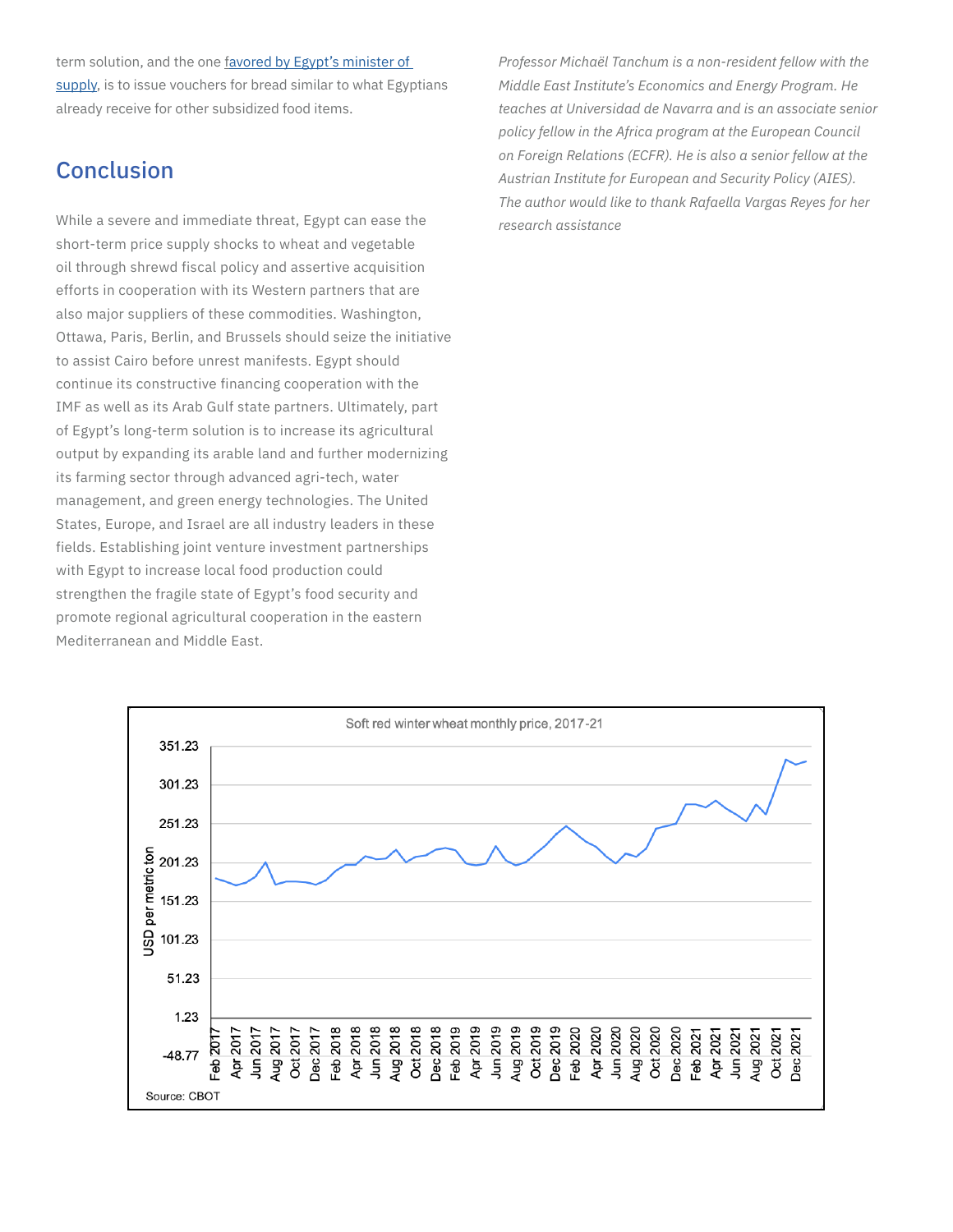term solution, and the one [favored by Egypt's minister of supply](), is to issue vouchers for bread similar to what Egyptians already receive for other subsidized food items.

## Conclusion

While a severe and immediate threat, Egypt can ease the short-term price supply shocks to wheat and vegetable oil through shrewd fiscal policy and assertive acquisition efforts in cooperation with its Western partners that are also major suppliers of these commodities. Washington, Ottawa, Paris, Berlin, and Brussels should seize the initiative to assist Cairo before unrest manifests. Egypt should continue its constructive financing cooperation with the IMF as well as its Arab Gulf state partners. Ultimately, part of Egypt's long-term solution is to increase its agricultural output by expanding its arable land and further modernizing its farming sector through advanced agri-tech, water management, and green energy technologies. The United States, Europe, and Israel are all industry leaders in these fields. Establishing joint venture investment partnerships with Egypt to increase local food production could strengthen the fragile state of Egypt's food security and promote regional agricultural cooperation in the eastern Mediterranean and Middle East.

*Professor Michaël Tanchum is a non-resident fellow with the Middle East Institute's Economics and Energy Program. He teaches at Universidad de Navarra and is an associate senior policy fellow in the Africa program at the European Council on Foreign Relations (ECFR). He is also a senior fellow at the Austrian Institute for European and Security Policy (AIES). The author would like to thank Rafaella Vargas Reyes for her research assistance*

Soft red winter wheat monthly price, 2017-21

USD per metric ton

351.23
301.23
251.23
201.23
151.23
101.23
51.23
1.23
-48.77

Feb 2017, Apr 2017, Jun 2017, Aug 2017, Oct 2017, Dec 2017, Feb 2018, Apr 2018, Jun 2018, Aug 2018, Oct 2018, Dec 2018, Feb 2019, Apr 2019, Jun 2019, Aug 2019, Oct 2019, Dec 2019, Feb 2020, Apr 2020, Jun 2020, Aug 2020, Oct 2020, Dec 2020, Feb 2021, Apr 2021, Jun 2021, Aug 2021, Oct 2021, Dec 2021

Source: CBOT